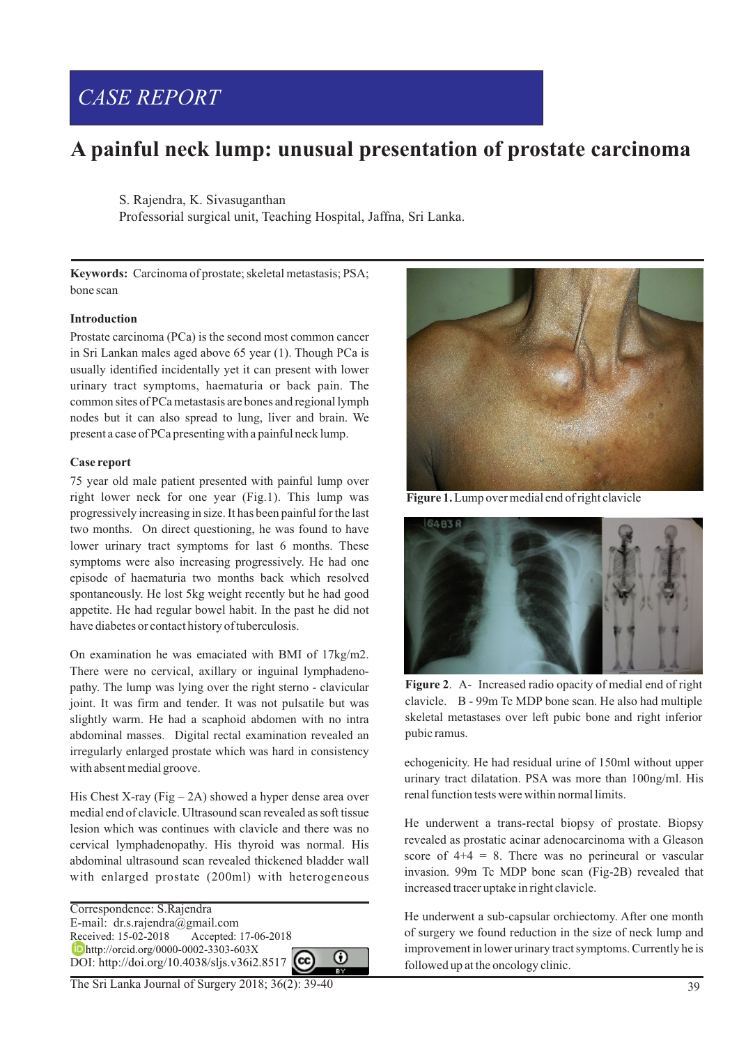# CASE REPORT

# A painful neck lump: unusual presentation of prostate carcinoma

S. Rajendra, K. Sivasuganthan

Professorial surgical unit, Teaching Hospital, Jaffna, Sri Lanka.

**Keywords:** Carcinoma of prostate; skeletal metastasis; PSA; bone scan

## Introduction

Prostate carcinoma (PCa) is the second most common cancer in Sri Lankan males aged above 65 year (1). Though PCa is usually identified incidentally yet it can present with lower urinary tract symptoms, haematuria or back pain. The common sites of PCa metastasis are bones and regional lymph nodes but it can also spread to lung, liver and brain. We present a case of PCa presenting with a painful neck lump.

## Case report

75 year old male patient presented with painful lump over right lower neck for one year (Fig.1). This lump was progressively increasing in size. It has been painful for the last two months. On direct questioning, he was found to have lower urinary tract symptoms for last 6 months. These symptoms were also increasing progressively. He had one episode of haematuria two months back which resolved spontaneously. He lost 5kg weight recently but he had good appetite. He had regular bowel habit. In the past he did not have diabetes or contact history of tuberculosis.

On examination he was emaciated with BMI of 17kg/m2. There were no cervical, axillary or inguinal lymphadenopathy. The lump was lying over the right sterno - clavicular joint. It was firm and tender. It was not pulsatile but was slightly warm. He had a scaphoid abdomen with no intra abdominal masses. Digital rectal examination revealed an irregularly enlarged prostate which was hard in consistency with absent medial groove.

His Chest X-ray (Fig – 2A) showed a hyper dense area over medial end of clavicle. Ultrasound scan revealed as soft tissue lesion which was continues with clavicle and there was no cervical lymphadenopathy. His thyroid was normal. His abdominal ultrasound scan revealed thickened bladder wall with enlarged prostate (200ml) with heterogeneous echogenicity. He had residual urine of 150ml without upper urinary tract dilatation. PSA was more than 100ng/ml. His renal function tests were within normal limits.

He underwent a trans-rectal biopsy of prostate. Biopsy revealed as prostatic acinar adenocarcinoma with a Gleason score of 4+4 = 8. There was no perineural or vascular invasion. 99m Tc MDP bone scan (Fig-2B) revealed that increased tracer uptake in right clavicle.

He underwent a sub-capsular orchiectomy. After one month of surgery we found reduction in the size of neck lump and improvement in lower urinary tract symptoms. Currently he is followed up at the oncology clinic.

**Figure 1.** Lump over medial end of right clavicle

**Figure 2**. A- Increased radio opacity of medial end of right clavicle. B - 99m Tc MDP bone scan. He also had multiple skeletal metastases over left pubic bone and right inferior pubic ramus.

Correspondence: S.Rajendra
E-mail: dr.s.rajendra@gmail.com
Received: 15-02-2018 Accepted: 17-06-2018
http://orcid.org/0000-0002-3303-603X
DOI: http://doi.org/10.4038/sljs.v36i2.8517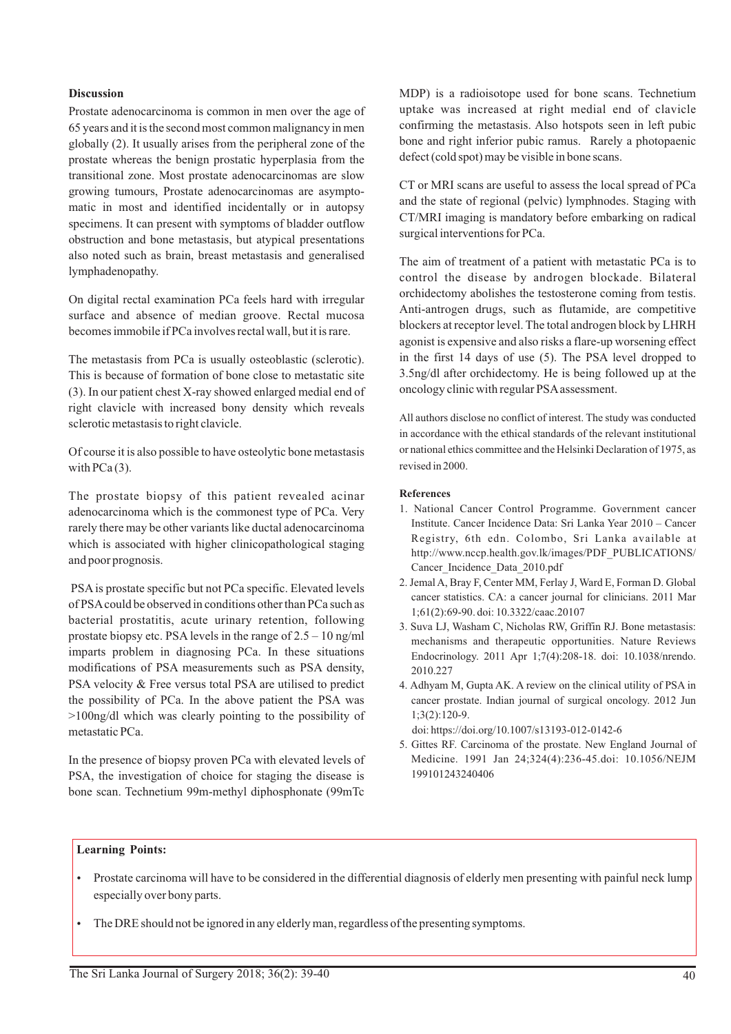### Discussion

Prostate adenocarcinoma is common in men over the age of 65 years and it is the second most common malignancy in men globally (2). It usually arises from the peripheral zone of the prostate whereas the benign prostatic hyperplasia from the transitional zone. Most prostate adenocarcinomas are slow growing tumours, Prostate adenocarcinomas are asymptomatic in most and identified incidentally or in autopsy specimens. It can present with symptoms of bladder outflow obstruction and bone metastasis, but atypical presentations also noted such as brain, breast metastasis and generalised lymphadenopathy.

On digital rectal examination PCa feels hard with irregular surface and absence of median groove. Rectal mucosa becomes immobile if PCa involves rectal wall, but it is rare.

The metastasis from PCa is usually osteoblastic (sclerotic). This is because of formation of bone close to metastatic site (3). In our patient chest X-ray showed enlarged medial end of right clavicle with increased bony density which reveals sclerotic metastasis to right clavicle.

Of course it is also possible to have osteolytic bone metastasis with PCa (3).

The prostate biopsy of this patient revealed acinar adenocarcinoma which is the commonest type of PCa. Very rarely there may be other variants like ductal adenocarcinoma which is associated with higher clinicopathological staging and poor prognosis.

PSA is prostate specific but not PCa specific. Elevated levels of PSA could be observed in conditions other than PCa such as bacterial prostatitis, acute urinary retention, following prostate biopsy etc. PSA levels in the range of 2.5 – 10 ng/ml imparts problem in diagnosing PCa. In these situations modifications of PSA measurements such as PSA density, PSA velocity & Free versus total PSA are utilised to predict the possibility of PCa. In the above patient the PSA was >100ng/dl which was clearly pointing to the possibility of metastatic PCa.

In the presence of biopsy proven PCa with elevated levels of PSA, the investigation of choice for staging the disease is bone scan. Technetium 99m-methyl diphosphonate (99mTc MDP) is a radioisotope used for bone scans. Technetium uptake was increased at right medial end of clavicle confirming the metastasis. Also hotspots seen in left pubic bone and right inferior pubic ramus. Rarely a photopaenic defect (cold spot) may be visible in bone scans.

CT or MRI scans are useful to assess the local spread of PCa and the state of regional (pelvic) lymphnodes. Staging with CT/MRI imaging is mandatory before embarking on radical surgical interventions for PCa.

The aim of treatment of a patient with metastatic PCa is to control the disease by androgen blockade. Bilateral orchidectomy abolishes the testosterone coming from testis. Anti-antrogen drugs, such as flutamide, are competitive blockers at receptor level. The total androgen block by LHRH agonist is expensive and also risks a flare-up worsening effect in the first 14 days of use (5). The PSA level dropped to 3.5ng/dl after orchidectomy. He is being followed up at the oncology clinic with regular PSA assessment.

All authors disclose no conflict of interest. The study was conducted in accordance with the ethical standards of the relevant institutional or national ethics committee and the Helsinki Declaration of 1975, as revised in 2000.

### References

1. National Cancer Control Programme. Government cancer Institute. Cancer Incidence Data: Sri Lanka Year 2010 – Cancer Registry, 6th edn. Colombo, Sri Lanka available at http://www.nccp.health.gov.lk/images/PDF_PUBLICATIONS/Cancer_Incidence_Data_2010.pdf
2. Jemal A, Bray F, Center MM, Ferlay J, Ward E, Forman D. Global cancer statistics. CA: a cancer journal for clinicians. 2011 Mar 1;61(2):69-90. doi: 10.3322/caac.20107
3. Suva LJ, Washam C, Nicholas RW, Griffin RJ. Bone metastasis: mechanisms and therapeutic opportunities. Nature Reviews Endocrinology. 2011 Apr 1;7(4):208-18. doi: 10.1038/nrendo.2010.227
4. Adhyam M, Gupta AK. A review on the clinical utility of PSA in cancer prostate. Indian journal of surgical oncology. 2012 Jun 1;3(2):120-9.
   doi: https://doi.org/10.1007/s13193-012-0142-6
5. Gittes RF. Carcinoma of the prostate. New England Journal of Medicine. 1991 Jan 24;324(4):236-45.doi: 10.1056/NEJM199101243240406

**Learning Points:**

- Prostate carcinoma will have to be considered in the differential diagnosis of elderly men presenting with painful neck lump especially over bony parts.
- The DRE should not be ignored in any elderly man, regardless of the presenting symptoms.